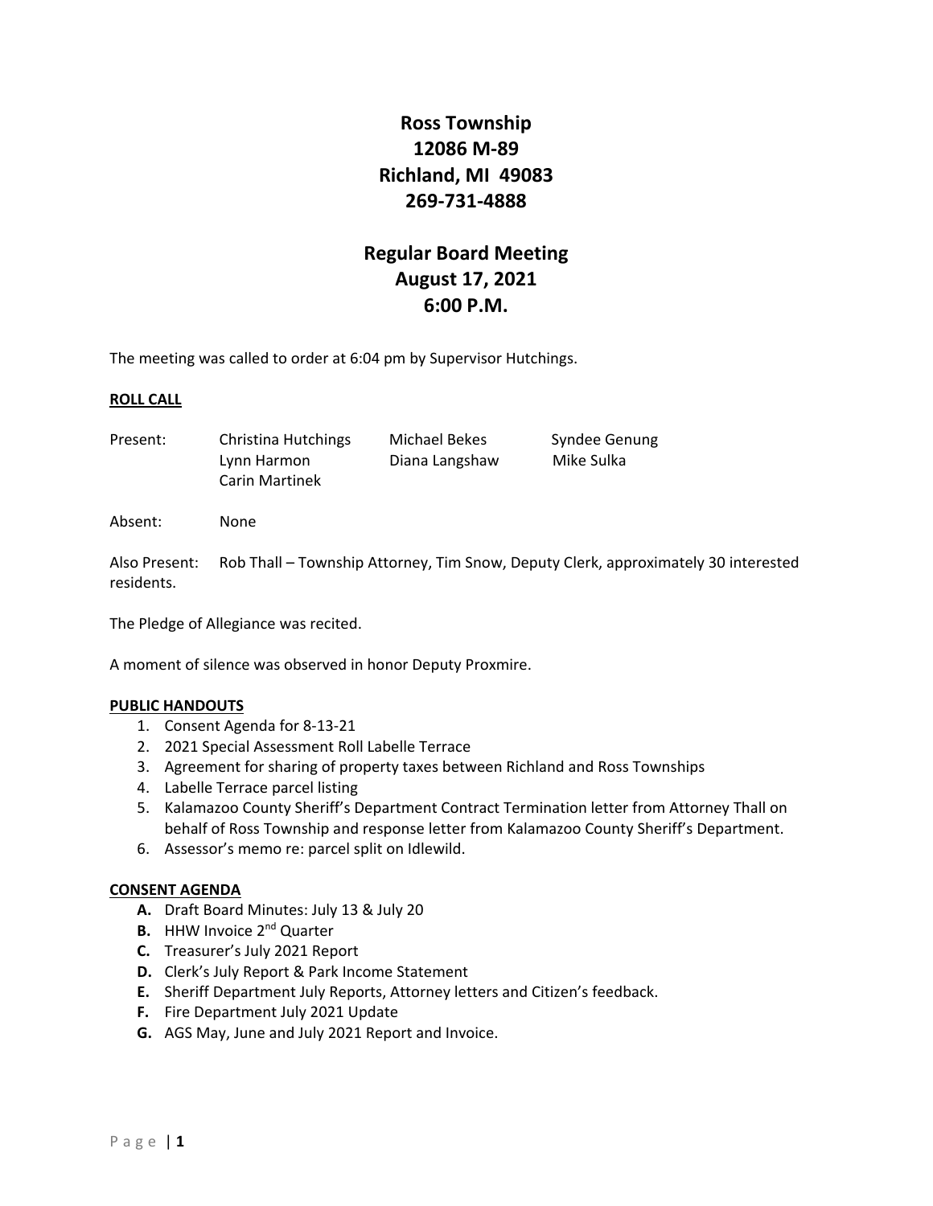# Ross Township
## 12086 M-89
## Richland, MI 49083
## 269-731-4888

# Regular Board Meeting
## August 17, 2021
## 6:00 P.M.

The meeting was called to order at 6:04 pm by Supervisor Hutchings.

**ROLL CALL**

Present: Christina Hutchings, Michael Bekes, Syndee Genung, Lynn Harmon, Diana Langshaw, Mike Sulka, Carin Martinek

Absent: None

Also Present: Rob Thall – Township Attorney, Tim Snow, Deputy Clerk, approximately 30 interested residents.

The Pledge of Allegiance was recited.

A moment of silence was observed in honor Deputy Proxmire.

**PUBLIC HANDOUTS**

1. Consent Agenda for 8-13-21
2. 2021 Special Assessment Roll Labelle Terrace
3. Agreement for sharing of property taxes between Richland and Ross Townships
4. Labelle Terrace parcel listing
5. Kalamazoo County Sheriff's Department Contract Termination letter from Attorney Thall on behalf of Ross Township and response letter from Kalamazoo County Sheriff's Department.
6. Assessor's memo re: parcel split on Idlewild.

**CONSENT AGENDA**

- **A.** Draft Board Minutes: July 13 & July 20
- **B.** HHW Invoice 2nd Quarter
- **C.** Treasurer's July 2021 Report
- **D.** Clerk's July Report & Park Income Statement
- **E.** Sheriff Department July Reports, Attorney letters and Citizen's feedback.
- **F.** Fire Department July 2021 Update
- **G.** AGS May, June and July 2021 Report and Invoice.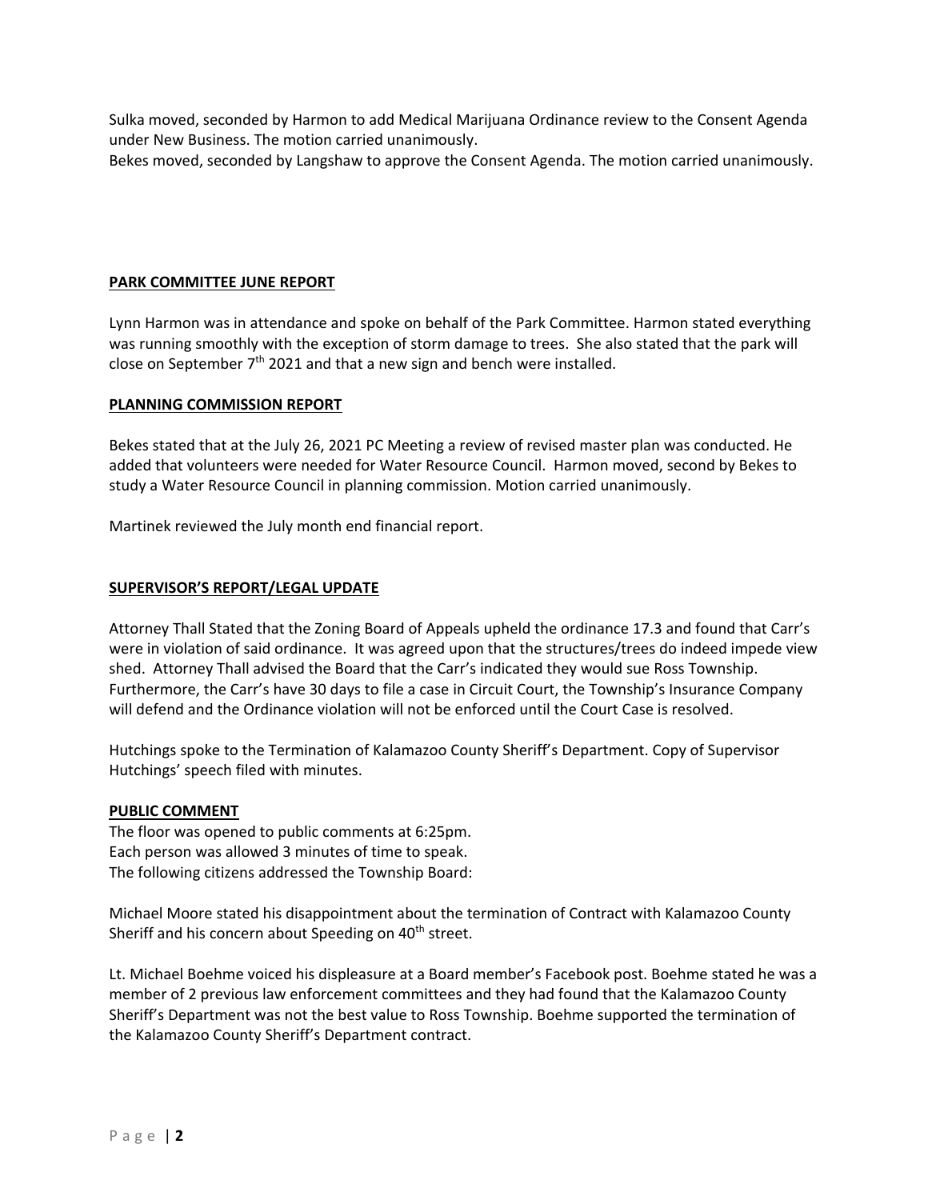Sulka moved, seconded by Harmon to add Medical Marijuana Ordinance review to the Consent Agenda under New Business. The motion carried unanimously.
Bekes moved, seconded by Langshaw to approve the Consent Agenda. The motion carried unanimously.

**PARK COMMITTEE JUNE REPORT**

Lynn Harmon was in attendance and spoke on behalf of the Park Committee. Harmon stated everything was running smoothly with the exception of storm damage to trees. She also stated that the park will close on September 7th 2021 and that a new sign and bench were installed.

**PLANNING COMMISSION REPORT**

Bekes stated that at the July 26, 2021 PC Meeting a review of revised master plan was conducted. He added that volunteers were needed for Water Resource Council. Harmon moved, second by Bekes to study a Water Resource Council in planning commission. Motion carried unanimously.

Martinek reviewed the July month end financial report.

**SUPERVISOR'S REPORT/LEGAL UPDATE**

Attorney Thall Stated that the Zoning Board of Appeals upheld the ordinance 17.3 and found that Carr's were in violation of said ordinance. It was agreed upon that the structures/trees do indeed impede view shed. Attorney Thall advised the Board that the Carr's indicated they would sue Ross Township. Furthermore, the Carr's have 30 days to file a case in Circuit Court, the Township's Insurance Company will defend and the Ordinance violation will not be enforced until the Court Case is resolved.

Hutchings spoke to the Termination of Kalamazoo County Sheriff's Department. Copy of Supervisor Hutchings' speech filed with minutes.

**PUBLIC COMMENT**

The floor was opened to public comments at 6:25pm.
Each person was allowed 3 minutes of time to speak.
The following citizens addressed the Township Board:

Michael Moore stated his disappointment about the termination of Contract with Kalamazoo County Sheriff and his concern about Speeding on 40th street.

Lt. Michael Boehme voiced his displeasure at a Board member's Facebook post. Boehme stated he was a member of 2 previous law enforcement committees and they had found that the Kalamazoo County Sheriff's Department was not the best value to Ross Township. Boehme supported the termination of the Kalamazoo County Sheriff's Department contract.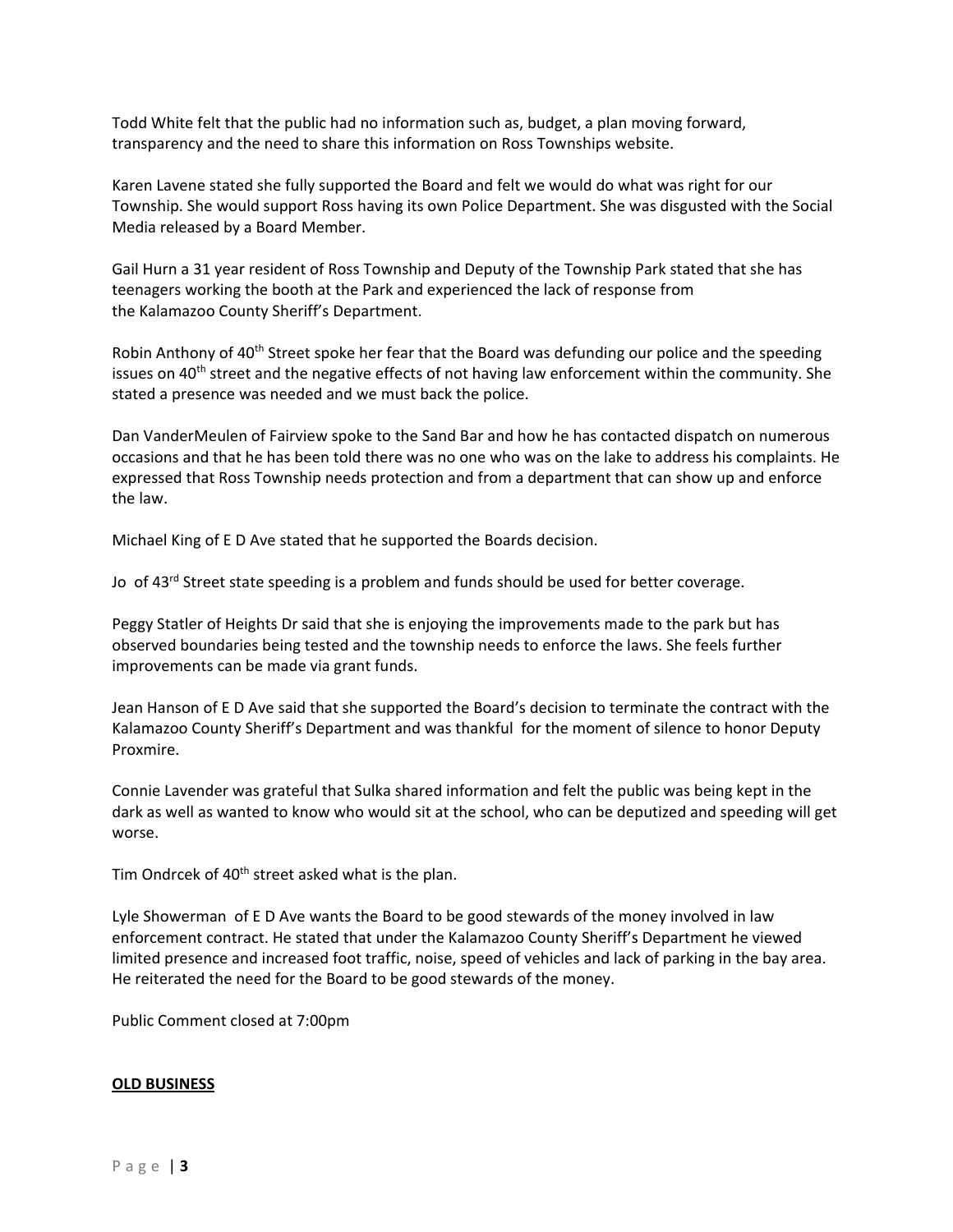Todd White felt that the public had no information such as, budget, a plan moving forward, transparency and the need to share this information on Ross Townships website.

Karen Lavene stated she fully supported the Board and felt we would do what was right for our Township. She would support Ross having its own Police Department. She was disgusted with the Social Media released by a Board Member.

Gail Hurn a 31 year resident of Ross Township and Deputy of the Township Park stated that she has teenagers working the booth at the Park and experienced the lack of response from the Kalamazoo County Sheriff's Department.

Robin Anthony of 40th Street spoke her fear that the Board was defunding our police and the speeding issues on 40th street and the negative effects of not having law enforcement within the community. She stated a presence was needed and we must back the police.

Dan VanderMeulen of Fairview spoke to the Sand Bar and how he has contacted dispatch on numerous occasions and that he has been told there was no one who was on the lake to address his complaints. He expressed that Ross Township needs protection and from a department that can show up and enforce the law.

Michael King of E D Ave stated that he supported the Boards decision.

Jo of 43rd Street state speeding is a problem and funds should be used for better coverage.

Peggy Statler of Heights Dr said that she is enjoying the improvements made to the park but has observed boundaries being tested and the township needs to enforce the laws. She feels further improvements can be made via grant funds.

Jean Hanson of E D Ave said that she supported the Board's decision to terminate the contract with the Kalamazoo County Sheriff's Department and was thankful for the moment of silence to honor Deputy Proxmire.

Connie Lavender was grateful that Sulka shared information and felt the public was being kept in the dark as well as wanted to know who would sit at the school, who can be deputized and speeding will get worse.

Tim Ondrcek of 40th street asked what is the plan.

Lyle Showerman of E D Ave wants the Board to be good stewards of the money involved in law enforcement contract. He stated that under the Kalamazoo County Sheriff's Department he viewed limited presence and increased foot traffic, noise, speed of vehicles and lack of parking in the bay area. He reiterated the need for the Board to be good stewards of the money.

Public Comment closed at 7:00pm

**OLD BUSINESS**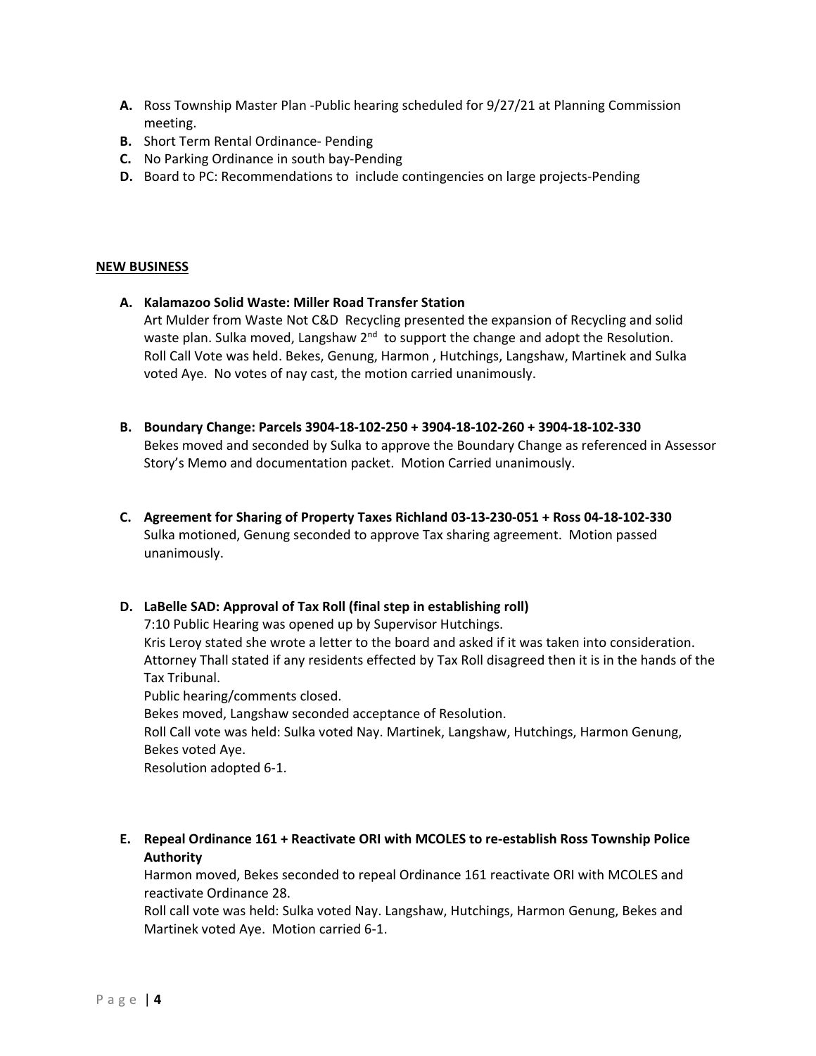- **A.** Ross Township Master Plan -Public hearing scheduled for 9/27/21 at Planning Commission meeting.
- **B.** Short Term Rental Ordinance- Pending
- **C.** No Parking Ordinance in south bay-Pending
- **D.** Board to PC: Recommendations to include contingencies on large projects-Pending

## NEW BUSINESS

**A. Kalamazoo Solid Waste: Miller Road Transfer Station**

Art Mulder from Waste Not C&D Recycling presented the expansion of Recycling and solid waste plan. Sulka moved, Langshaw 2nd to support the change and adopt the Resolution. Roll Call Vote was held. Bekes, Genung, Harmon , Hutchings, Langshaw, Martinek and Sulka voted Aye. No votes of nay cast, the motion carried unanimously.

**B. Boundary Change: Parcels 3904-18-102-250 + 3904-18-102-260 + 3904-18-102-330**

Bekes moved and seconded by Sulka to approve the Boundary Change as referenced in Assessor Story's Memo and documentation packet. Motion Carried unanimously.

**C. Agreement for Sharing of Property Taxes Richland 03-13-230-051 + Ross 04-18-102-330**

Sulka motioned, Genung seconded to approve Tax sharing agreement. Motion passed unanimously.

**D. LaBelle SAD: Approval of Tax Roll (final step in establishing roll)**

7:10 Public Hearing was opened up by Supervisor Hutchings.

Kris Leroy stated she wrote a letter to the board and asked if it was taken into consideration.

Attorney Thall stated if any residents effected by Tax Roll disagreed then it is in the hands of the Tax Tribunal.

Public hearing/comments closed.

Bekes moved, Langshaw seconded acceptance of Resolution.

Roll Call vote was held: Sulka voted Nay. Martinek, Langshaw, Hutchings, Harmon Genung, Bekes voted Aye.

Resolution adopted 6-1.

**E. Repeal Ordinance 161 + Reactivate ORI with MCOLES to re-establish Ross Township Police Authority**

Harmon moved, Bekes seconded to repeal Ordinance 161 reactivate ORI with MCOLES and reactivate Ordinance 28.

Roll call vote was held: Sulka voted Nay. Langshaw, Hutchings, Harmon Genung, Bekes and Martinek voted Aye. Motion carried 6-1.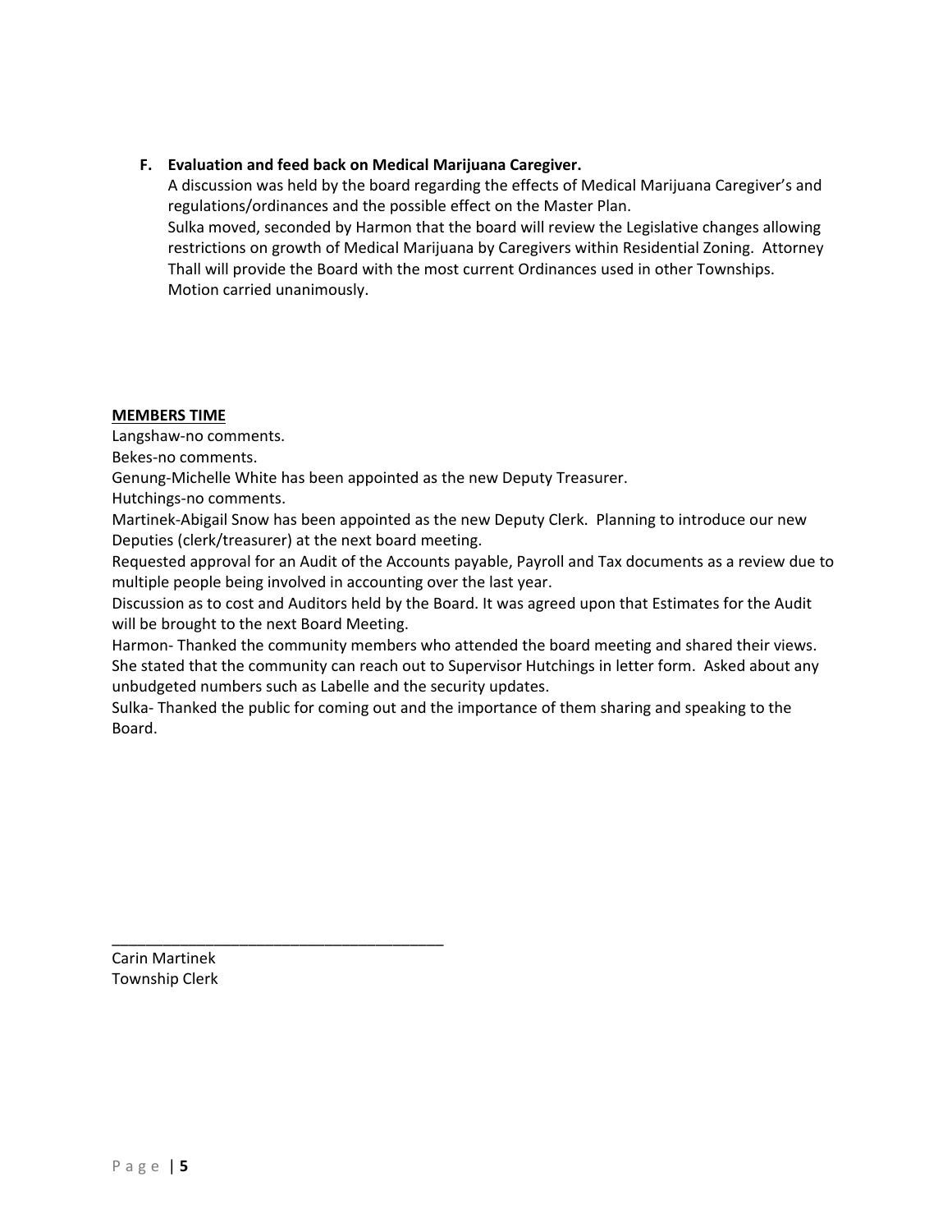**F. Evaluation and feed back on Medical Marijuana Caregiver.**

A discussion was held by the board regarding the effects of Medical Marijuana Caregiver's and regulations/ordinances and the possible effect on the Master Plan.
Sulka moved, seconded by Harmon that the board will review the Legislative changes allowing restrictions on growth of Medical Marijuana by Caregivers within Residential Zoning. Attorney Thall will provide the Board with the most current Ordinances used in other Townships.
Motion carried unanimously.

**MEMBERS TIME**

Langshaw-no comments.
Bekes-no comments.
Genung-Michelle White has been appointed as the new Deputy Treasurer.
Hutchings-no comments.
Martinek-Abigail Snow has been appointed as the new Deputy Clerk. Planning to introduce our new Deputies (clerk/treasurer) at the next board meeting.
Requested approval for an Audit of the Accounts payable, Payroll and Tax documents as a review due to multiple people being involved in accounting over the last year.
Discussion as to cost and Auditors held by the Board. It was agreed upon that Estimates for the Audit will be brought to the next Board Meeting.
Harmon- Thanked the community members who attended the board meeting and shared their views. She stated that the community can reach out to Supervisor Hutchings in letter form. Asked about any unbudgeted numbers such as Labelle and the security updates.
Sulka- Thanked the public for coming out and the importance of them sharing and speaking to the Board.

\_\_\_\_\_\_\_\_\_\_\_\_\_\_\_\_\_\_\_\_\_\_\_\_\_\_\_\_\_\_\_\_\_\_\_\_\_\_\_\_

Carin Martinek
Township Clerk